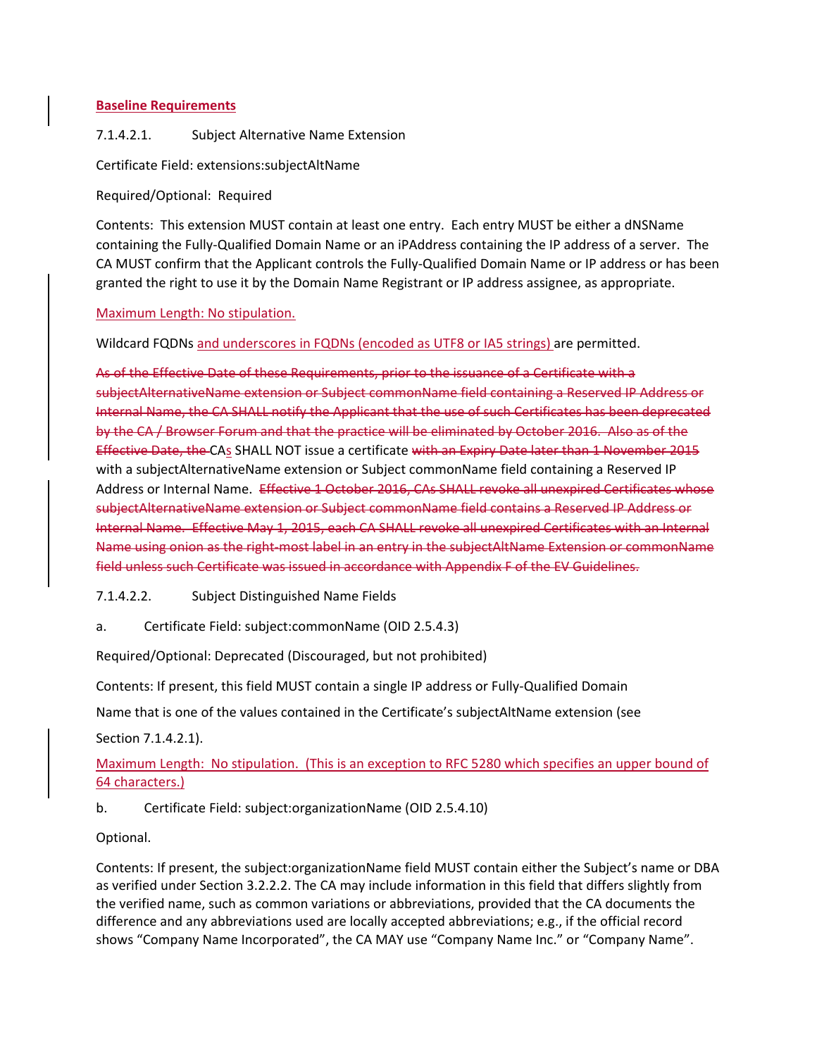**Baseline Requirements**

7.1.4.2.1. Subject Alternative Name Extension

Certificate Field: extensions:subjectAltName

Required/Optional: Required

Contents: This extension MUST contain at least one entry. Each entry MUST be either a dNSName containing the Fully-Qualified Domain Name or an iPAddress containing the IP address of a server. The CA MUST confirm that the Applicant controls the Fully-Qualified Domain Name or IP address or has been granted the right to use it by the Domain Name Registrant or IP address assignee, as appropriate.

Maximum Length: No stipulation.

Wildcard FQDNs and underscores in FQDNs (encoded as UTF8 or IA5 strings) are permitted.

~~As of the Effective Date of these Requirements, prior to the issuance of a Certificate with a subjectAlternativeName extension or Subject commonName field containing a Reserved IP Address or Internal Name, the CA SHALL notify the Applicant that the use of such Certificates has been deprecated by the CA / Browser Forum and that the practice will be eliminated by October 2016. Also as of the Effective Date, the~~ CAs SHALL NOT issue a certificate ~~with an Expiry Date later than 1 November 2015~~ with a subjectAlternativeName extension or Subject commonName field containing a Reserved IP Address or Internal Name. ~~Effective 1 October 2016, CAs SHALL revoke all unexpired Certificates whose subjectAlternativeName extension or Subject commonName field contains a Reserved IP Address or Internal Name. Effective May 1, 2015, each CA SHALL revoke all unexpired Certificates with an Internal Name using onion as the right-most label in an entry in the subjectAltName Extension or commonName field unless such Certificate was issued in accordance with Appendix F of the EV Guidelines.~~

7.1.4.2.2. Subject Distinguished Name Fields

a. Certificate Field: subject:commonName (OID 2.5.4.3)

Required/Optional: Deprecated (Discouraged, but not prohibited)

Contents: If present, this field MUST contain a single IP address or Fully-Qualified Domain Name that is one of the values contained in the Certificate's subjectAltName extension (see Section 7.1.4.2.1).

Maximum Length: No stipulation. (This is an exception to RFC 5280 which specifies an upper bound of 64 characters.)

b. Certificate Field: subject:organizationName (OID 2.5.4.10)

Optional.

Contents: If present, the subject:organizationName field MUST contain either the Subject's name or DBA as verified under Section 3.2.2.2. The CA may include information in this field that differs slightly from the verified name, such as common variations or abbreviations, provided that the CA documents the difference and any abbreviations used are locally accepted abbreviations; e.g., if the official record shows "Company Name Incorporated", the CA MAY use "Company Name Inc." or "Company Name".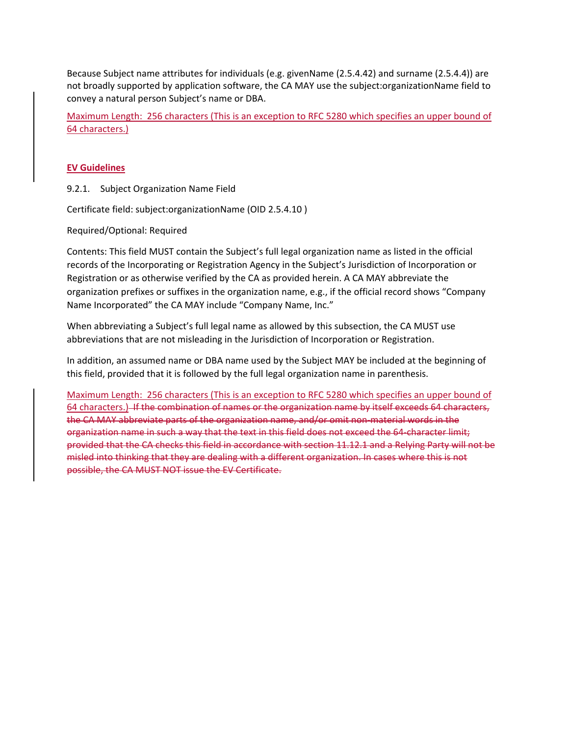Because Subject name attributes for individuals (e.g. givenName (2.5.4.42) and surname (2.5.4.4)) are not broadly supported by application software, the CA MAY use the subject:organizationName field to convey a natural person Subject's name or DBA.

Maximum Length: 256 characters (This is an exception to RFC 5280 which specifies an upper bound of 64 characters.)

**EV Guidelines**

9.2.1. Subject Organization Name Field

Certificate field: subject:organizationName (OID 2.5.4.10 )

Required/Optional: Required

Contents: This field MUST contain the Subject's full legal organization name as listed in the official records of the Incorporating or Registration Agency in the Subject's Jurisdiction of Incorporation or Registration or as otherwise verified by the CA as provided herein. A CA MAY abbreviate the organization prefixes or suffixes in the organization name, e.g., if the official record shows "Company Name Incorporated" the CA MAY include "Company Name, Inc."

When abbreviating a Subject's full legal name as allowed by this subsection, the CA MUST use abbreviations that are not misleading in the Jurisdiction of Incorporation or Registration.

In addition, an assumed name or DBA name used by the Subject MAY be included at the beginning of this field, provided that it is followed by the full legal organization name in parenthesis.

Maximum Length: 256 characters (This is an exception to RFC 5280 which specifies an upper bound of 64 characters.) ~~If the combination of names or the organization name by itself exceeds 64 characters, the CA MAY abbreviate parts of the organization name, and/or omit non-material words in the organization name in such a way that the text in this field does not exceed the 64-character limit; provided that the CA checks this field in accordance with section 11.12.1 and a Relying Party will not be misled into thinking that they are dealing with a different organization. In cases where this is not possible, the CA MUST NOT issue the EV Certificate.~~